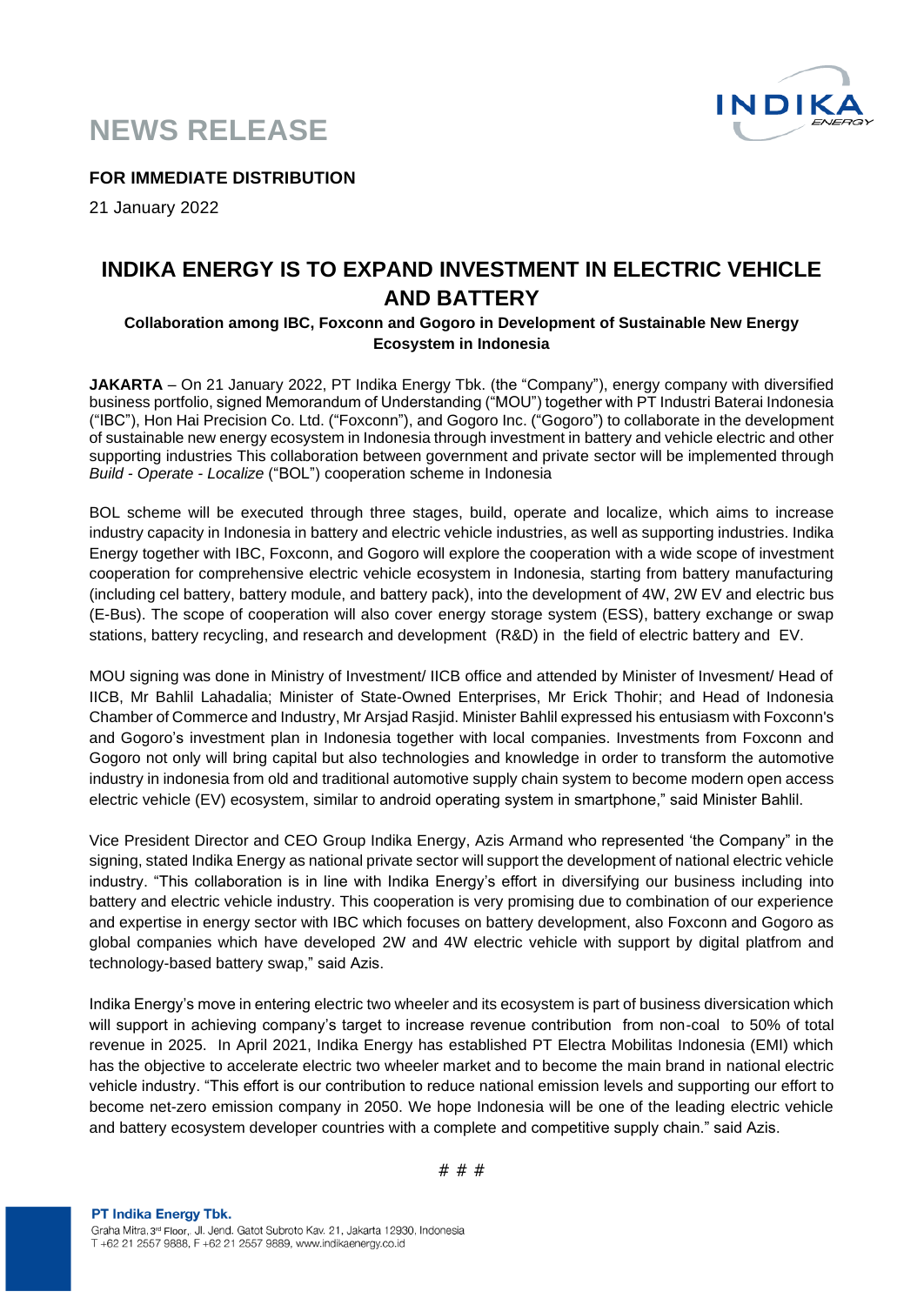# NEWS RELEASE

**FOR IMMEDIATE DISTRIBUTION**

21 January 2022

## INDIKA ENERGY IS TO EXPAND INVESTMENT IN ELECTRIC VEHICLE AND BATTERY

**Collaboration among IBC, Foxconn and Gogoro in Development of Sustainable New Energy Ecosystem in Indonesia**

**JAKARTA** – On 21 January 2022, PT Indika Energy Tbk. (the "Company"), energy company with diversified business portfolio, signed Memorandum of Understanding ("MOU") together with PT Industri Baterai Indonesia ("IBC"), Hon Hai Precision Co. Ltd. ("Foxconn"), and Gogoro Inc. ("Gogoro") to collaborate in the development of sustainable new energy ecosystem in Indonesia through investment in battery and vehicle electric and other supporting industries This collaboration between government and private sector will be implemented through *Build - Operate - Localize* ("BOL") cooperation scheme in Indonesia

BOL scheme will be executed through three stages, build, operate and localize, which aims to increase industry capacity in Indonesia in battery and electric vehicle industries, as well as supporting industries. Indika Energy together with IBC, Foxconn, and Gogoro will explore the cooperation with a wide scope of investment cooperation for comprehensive electric vehicle ecosystem in Indonesia, starting from battery manufacturing (including cel battery, battery module, and battery pack), into the development of 4W, 2W EV and electric bus (E-Bus). The scope of cooperation will also cover energy storage system (ESS), battery exchange or swap stations, battery recycling, and research and development (R&D) in the field of electric battery and EV.

MOU signing was done in Ministry of Investment/ IICB office and attended by Minister of Invesment/ Head of IICB, Mr Bahlil Lahadalia; Minister of State-Owned Enterprises, Mr Erick Thohir; and Head of Indonesia Chamber of Commerce and Industry, Mr Arsjad Rasjid. Minister Bahlil expressed his entusiasm with Foxconn's and Gogoro's investment plan in Indonesia together with local companies. Investments from Foxconn and Gogoro not only will bring capital but also technologies and knowledge in order to transform the automotive industry in indonesia from old and traditional automotive supply chain system to become modern open access electric vehicle (EV) ecosystem, similar to android operating system in smartphone," said Minister Bahlil.

Vice President Director and CEO Group Indika Energy, Azis Armand who represented 'the Company" in the signing, stated Indika Energy as national private sector will support the development of national electric vehicle industry. "This collaboration is in line with Indika Energy's effort in diversifying our business including into battery and electric vehicle industry. This cooperation is very promising due to combination of our experience and expertise in energy sector with IBC which focuses on battery development, also Foxconn and Gogoro as global companies which have developed 2W and 4W electric vehicle with support by digital platfrom and technology-based battery swap," said Azis.

Indika Energy's move in entering electric two wheeler and its ecosystem is part of business diversication which will support in achieving company's target to increase revenue contribution from non-coal to 50% of total revenue in 2025. In April 2021, Indika Energy has established PT Electra Mobilitas Indonesia (EMI) which has the objective to accelerate electric two wheeler market and to become the main brand in national electric vehicle industry. "This effort is our contribution to reduce national emission levels and supporting our effort to become net-zero emission company in 2050. We hope Indonesia will be one of the leading electric vehicle and battery ecosystem developer countries with a complete and competitive supply chain." said Azis.

# # #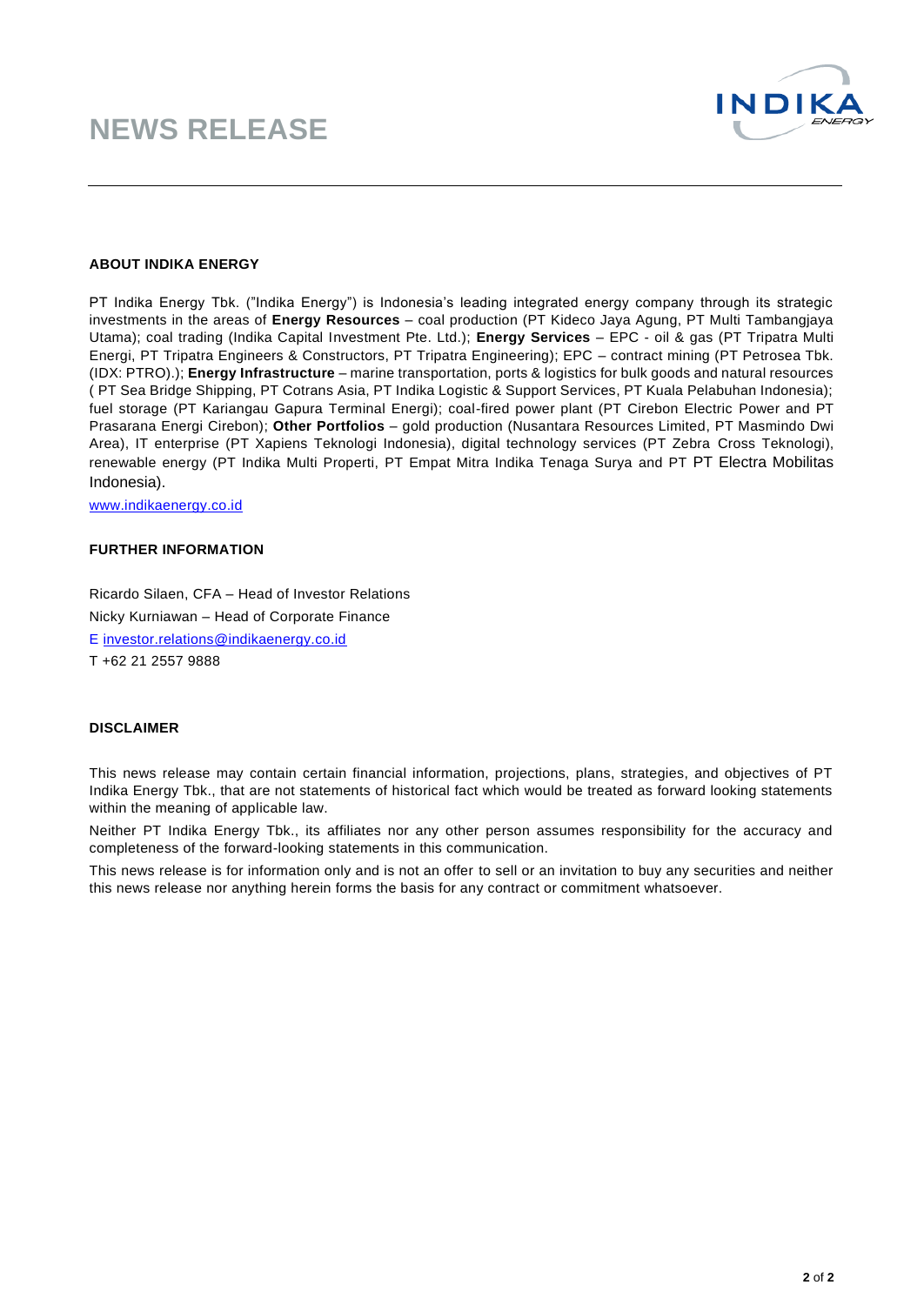# NEWS RELEASE

### ABOUT INDIKA ENERGY

PT Indika Energy Tbk. ("Indika Energy") is Indonesia's leading integrated energy company through its strategic investments in the areas of **Energy Resources** – coal production (PT Kideco Jaya Agung, PT Multi Tambangjaya Utama); coal trading (Indika Capital Investment Pte. Ltd.); **Energy Services** – EPC - oil & gas (PT Tripatra Multi Energi, PT Tripatra Engineers & Constructors, PT Tripatra Engineering); EPC – contract mining (PT Petrosea Tbk. (IDX: PTRO).); **Energy Infrastructure** – marine transportation, ports & logistics for bulk goods and natural resources ( PT Sea Bridge Shipping, PT Cotrans Asia, PT Indika Logistic & Support Services, PT Kuala Pelabuhan Indonesia); fuel storage (PT Kariangau Gapura Terminal Energi); coal-fired power plant (PT Cirebon Electric Power and PT Prasarana Energi Cirebon); **Other Portfolios** – gold production (Nusantara Resources Limited, PT Masmindo Dwi Area), IT enterprise (PT Xapiens Teknologi Indonesia), digital technology services (PT Zebra Cross Teknologi), renewable energy (PT Indika Multi Properti, PT Empat Mitra Indika Tenaga Surya and PT PT Electra Mobilitas Indonesia).

www.indikaenergy.co.id

### FURTHER INFORMATION

Ricardo Silaen, CFA – Head of Investor Relations
Nicky Kurniawan – Head of Corporate Finance
E investor.relations@indikaenergy.co.id
T +62 21 2557 9888

### DISCLAIMER

This news release may contain certain financial information, projections, plans, strategies, and objectives of PT Indika Energy Tbk., that are not statements of historical fact which would be treated as forward looking statements within the meaning of applicable law.

Neither PT Indika Energy Tbk., its affiliates nor any other person assumes responsibility for the accuracy and completeness of the forward-looking statements in this communication.

This news release is for information only and is not an offer to sell or an invitation to buy any securities and neither this news release nor anything herein forms the basis for any contract or commitment whatsoever.